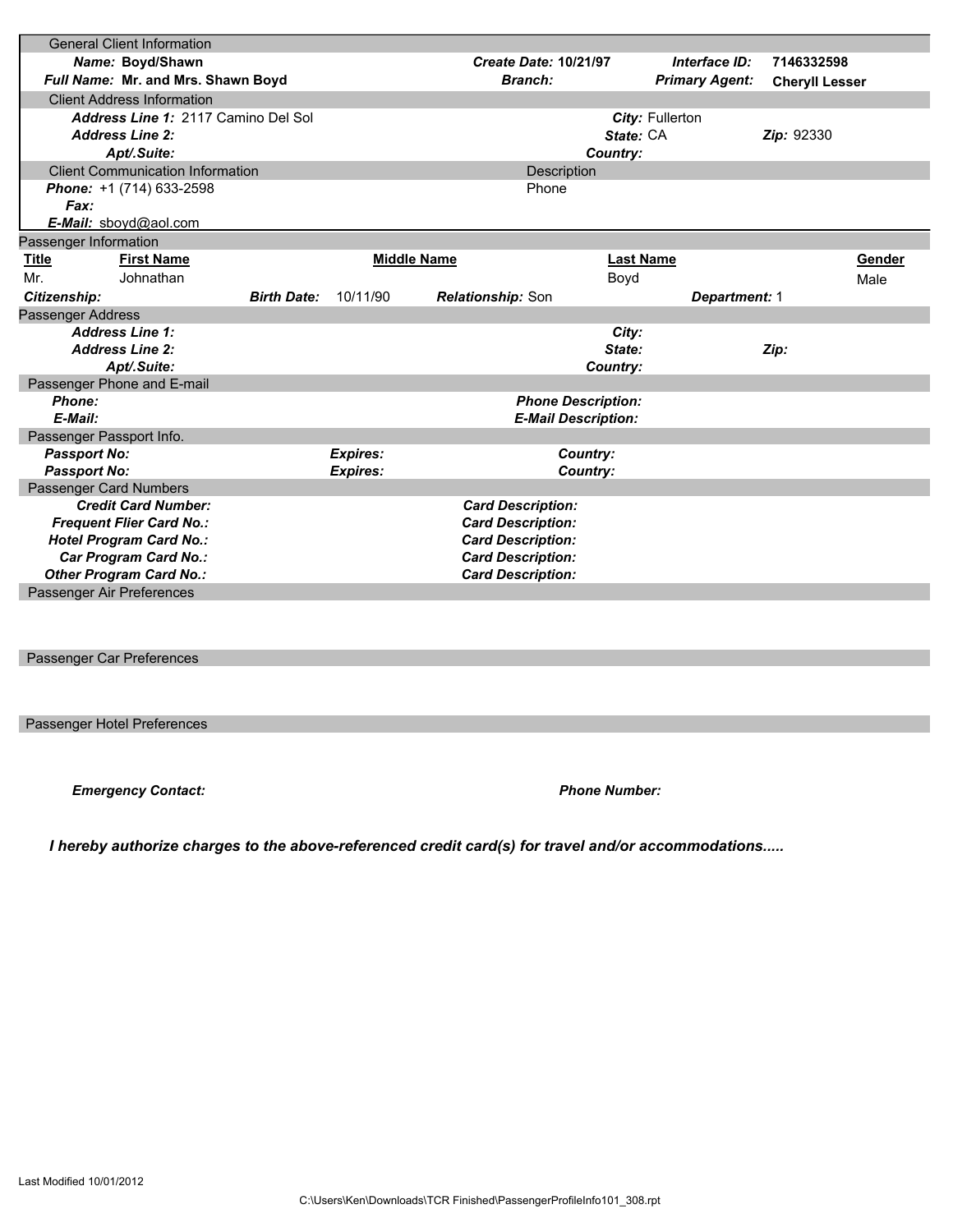## General Client Information

**Name:** Boyd/Shawn
**Full Name:** Mr. and Mrs. Shawn Boyd
**Create Date:** 10/21/97
**Branch:**
**Interface ID:** 7146332598
**Primary Agent:** Cheryll Lesser

## Client Address Information

**Address Line 1:** 2117 Camino Del Sol
**Address Line 2:**
**Apt/.Suite:**
**City:** Fullerton
**State:** CA
**Zip:** 92330
**Country:**

## Client Communication Information

| | | Description |
|---|---|---|
| **Phone:** | +1 (714) 633-2598 | Phone |
| **Fax:** | | |
| **E-Mail:** | sboyd@aol.com | |

## Passenger Information

| Title | First Name | Middle Name | Last Name | Gender |
|---|---|---|---|---|
| Mr. | Johnathan | | Boyd | Male |

**Citizenship:**
**Birth Date:** 10/11/90
**Relationship:** Son
**Department:** 1

## Passenger Address

**Address Line 1:**
**Address Line 2:**
**Apt/.Suite:**
**City:**
**State:**
**Zip:**
**Country:**

## Passenger Phone and E-mail

**Phone:**
**E-Mail:**
**Phone Description:**
**E-Mail Description:**

## Passenger Passport Info.

| Passport No: | Expires: | Country: |
|---|---|---|
| **Passport No:** | **Expires:** | **Country:** |

## Passenger Card Numbers

**Credit Card Number:** **Card Description:**
**Frequent Flier Card No.:** **Card Description:**
**Hotel Program Card No.:** **Card Description:**
**Car Program Card No.:** **Card Description:**
**Other Program Card No.:** **Card Description:**

## Passenger Air Preferences

## Passenger Car Preferences

## Passenger Hotel Preferences

**Emergency Contact:**
**Phone Number:**

***I hereby authorize charges to the above-referenced credit card(s) for travel and/or accommodations.....***

Last Modified 10/01/2012

C:\Users\Ken\Downloads\TCR Finished\PassengerProfileInfo101_308.rpt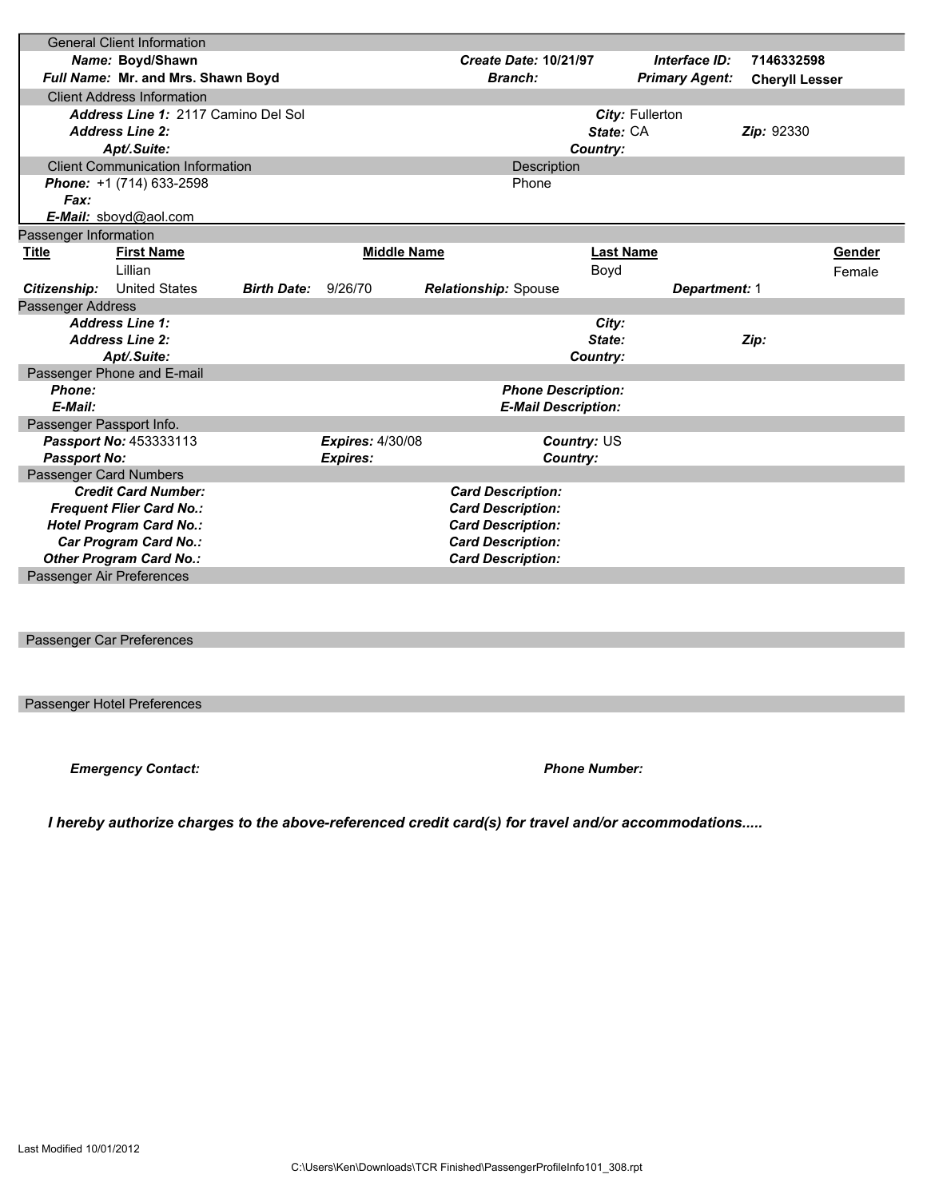## General Client Information

**Name:** **Boyd/Shawn** | **Create Date:** **10/21/97** | **Interface ID:** **7146332598**

**Full Name:** **Mr. and Mrs. Shawn Boyd** | **Branch:** | **Primary Agent:** **Cheryll Lesser**

## Client Address Information

***Address Line 1:*** 2117 Camino Del Sol | ***City:*** Fullerton

***Address Line 2:*** | ***State:*** CA | ***Zip:*** 92330

***Apt/.Suite:*** | ***Country:***

## Client Communication Information

| | | Description |
|---|---|---|
| ***Phone:*** | +1 (714) 633-2598 | Phone |
| ***Fax:*** | | |
| ***E-Mail:*** | sboyd@aol.com | |

## Passenger Information

| Title | First Name | Middle Name | Last Name | Gender |
|---|---|---|---|---|
| | Lillian | | Boyd | Female |

***Citizenship:*** United States | ***Birth Date:*** 9/26/70 | ***Relationship:*** Spouse | ***Department:*** 1

## Passenger Address

***Address Line 1:*** | ***City:***

***Address Line 2:*** | ***State:*** | ***Zip:***

***Apt/.Suite:*** | ***Country:***

## Passenger Phone and E-mail

***Phone:*** | ***Phone Description:***

***E-Mail:*** | ***E-Mail Description:***

## Passenger Passport Info.

| | | | |
|---|---|---|---|
| ***Passport No:*** 453333113 | ***Expires:*** 4/30/08 | ***Country:*** US |
| ***Passport No:*** | ***Expires:*** | ***Country:*** |

## Passenger Card Numbers

| | |
|---|---|
| ***Credit Card Number:*** | ***Card Description:*** |
| ***Frequent Flier Card No.:*** | ***Card Description:*** |
| ***Hotel Program Card No.:*** | ***Card Description:*** |
| ***Car Program Card No.:*** | ***Card Description:*** |
| ***Other Program Card No.:*** | ***Card Description:*** |

## Passenger Air Preferences

## Passenger Car Preferences

## Passenger Hotel Preferences

***Emergency Contact:*** | ***Phone Number:***

***I hereby authorize charges to the above-referenced credit card(s) for travel and/or accommodations.....***

Last Modified 10/01/2012

C:\Users\Ken\Downloads\TCR Finished\PassengerProfileInfo101_308.rpt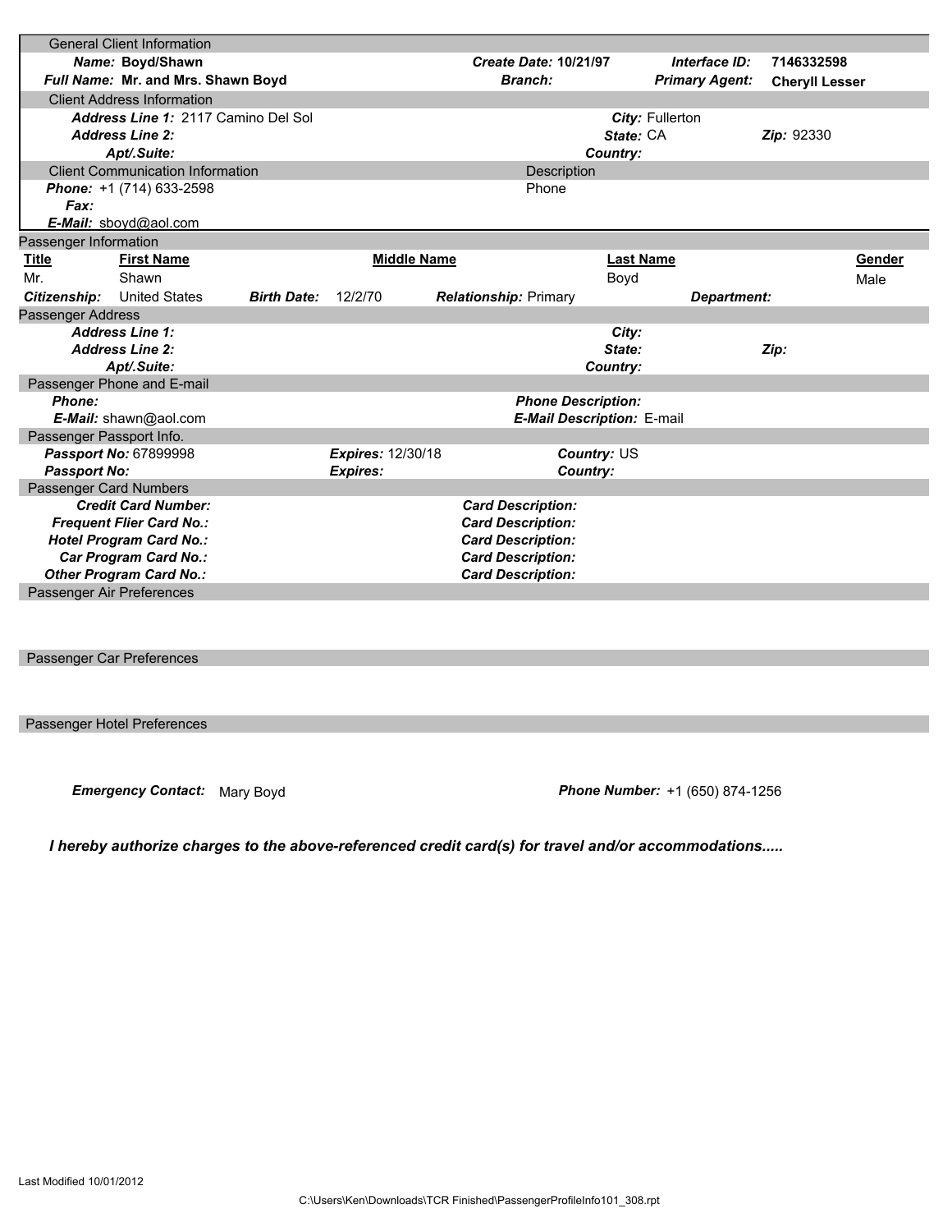## General Client Information

| | | | | | |
|---|---|---|---|---|---|
| ***Name:*** | **Boyd/Shawn** | ***Create Date:*** | **10/21/97** | ***Interface ID:*** | **7146332598** |
| ***Full Name:*** | **Mr. and Mrs. Shawn Boyd** | ***Branch:*** | | ***Primary Agent:*** | **Cheryll Lesser** |

## Client Address Information

| | | | | | |
|---|---|---|---|---|---|
| ***Address Line 1:*** | 2117 Camino Del Sol | ***City:*** | Fullerton | | |
| ***Address Line 2:*** | | ***State:*** | CA | ***Zip:*** | 92330 |
| ***Apt/.Suite:*** | | ***Country:*** | | | |

## Client Communication Information

| | | Description |
|---|---|---|
| ***Phone:*** | +1 (714) 633-2598 | Phone |
| ***Fax:*** | | |
| ***E-Mail:*** | sboyd@aol.com | |

## Passenger Information

| Title | First Name | Middle Name | Last Name | Gender |
|---|---|---|---|---|
| Mr. | Shawn | | Boyd | Male |

***Citizenship:*** United States ***Birth Date:*** 12/2/70 ***Relationship:*** Primary ***Department:***

## Passenger Address

| | | | | | |
|---|---|---|---|---|---|
| ***Address Line 1:*** | | ***City:*** | | | |
| ***Address Line 2:*** | | ***State:*** | | ***Zip:*** | |
| ***Apt/.Suite:*** | | ***Country:*** | | | |

## Passenger Phone and E-mail

| | | | |
|---|---|---|---|
| ***Phone:*** | | ***Phone Description:*** | |
| ***E-Mail:*** | shawn@aol.com | ***E-Mail Description:*** | E-mail |

## Passenger Passport Info.

| | | | | | |
|---|---|---|---|---|---|
| ***Passport No:*** | 67899998 | ***Expires:*** | 12/30/18 | ***Country:*** | US |
| ***Passport No:*** | | ***Expires:*** | | ***Country:*** | |

## Passenger Card Numbers

| | | | |
|---|---|---|---|
| ***Credit Card Number:*** | | ***Card Description:*** | |
| ***Frequent Flier Card No.:*** | | ***Card Description:*** | |
| ***Hotel Program Card No.:*** | | ***Card Description:*** | |
| ***Car Program Card No.:*** | | ***Card Description:*** | |
| ***Other Program Card No.:*** | | ***Card Description:*** | |

## Passenger Air Preferences

## Passenger Car Preferences

## Passenger Hotel Preferences

***Emergency Contact:*** Mary Boyd ***Phone Number:*** +1 (650) 874-1256

***I hereby authorize charges to the above-referenced credit card(s) for travel and/or accommodations.....***

Last Modified 10/01/2012

C:\Users\Ken\Downloads\TCR Finished\PassengerProfileInfo101_308.rpt